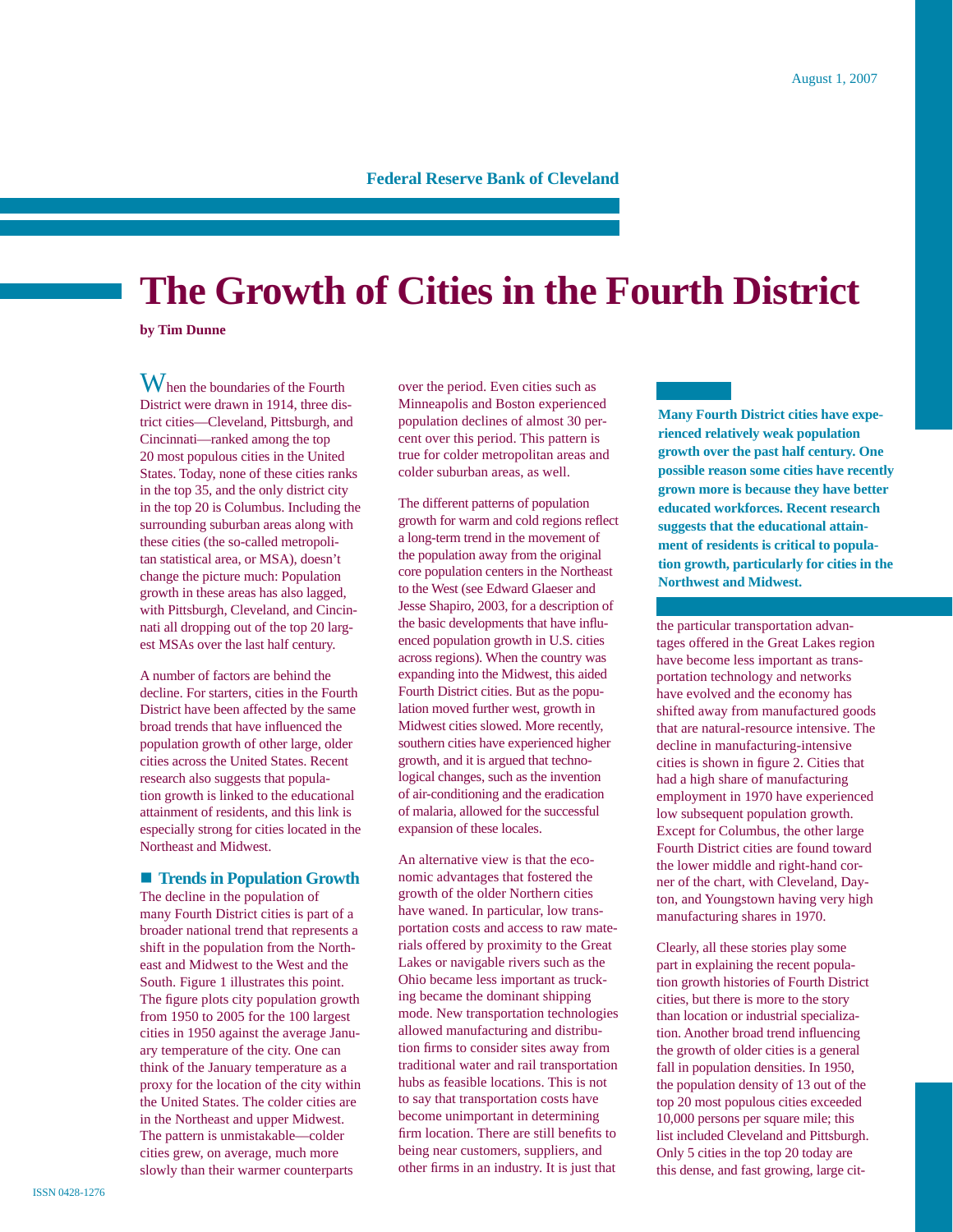August 1, 2007

Federal Reserve Bank of Cleveland

# The Growth of Cities in the Fourth District

**by Tim Dunne**

**Many Fourth District cities have experienced relatively weak population growth over the past half century. One possible reason some cities have recently grown more is because they have better educated workforces. Recent research suggests that the educational attainment of residents is critical to population growth, particularly for cities in the Northwest and Midwest.**

When the boundaries of the Fourth District were drawn in 1914, three district cities—Cleveland, Pittsburgh, and Cincinnati—ranked among the top 20 most populous cities in the United States. Today, none of these cities ranks in the top 35, and the only district city in the top 20 is Columbus. Including the surrounding suburban areas along with these cities (the so-called metropolitan statistical area, or MSA), doesn't change the picture much: Population growth in these areas has also lagged, with Pittsburgh, Cleveland, and Cincinnati all dropping out of the top 20 largest MSAs over the last half century.

A number of factors are behind the decline. For starters, cities in the Fourth District have been affected by the same broad trends that have influenced the population growth of other large, older cities across the United States. Recent research also suggests that population growth is linked to the educational attainment of residents, and this link is especially strong for cities located in the Northeast and Midwest.

## Trends in Population Growth

The decline in the population of many Fourth District cities is part of a broader national trend that represents a shift in the population from the Northeast and Midwest to the West and the South. Figure 1 illustrates this point. The figure plots city population growth from 1950 to 2005 for the 100 largest cities in 1950 against the average January temperature of the city. One can think of the January temperature as a proxy for the location of the city within the United States. The colder cities are in the Northeast and upper Midwest. The pattern is unmistakable—colder cities grew, on average, much more slowly than their warmer counterparts over the period. Even cities such as Minneapolis and Boston experienced population declines of almost 30 percent over this period. This pattern is true for colder metropolitan areas and colder suburban areas, as well.

The different patterns of population growth for warm and cold regions reflect a long-term trend in the movement of the population away from the original core population centers in the Northeast to the West (see Edward Glaeser and Jesse Shapiro, 2003, for a description of the basic developments that have influenced population growth in U.S. cities across regions). When the country was expanding into the Midwest, this aided Fourth District cities. But as the population moved further west, growth in Midwest cities slowed. More recently, southern cities have experienced higher growth, and it is argued that technological changes, such as the invention of air-conditioning and the eradication of malaria, allowed for the successful expansion of these locales.

An alternative view is that the economic advantages that fostered the growth of the older Northern cities have waned. In particular, low transportation costs and access to raw materials offered by proximity to the Great Lakes or navigable rivers such as the Ohio became less important as trucking became the dominant shipping mode. New transportation technologies allowed manufacturing and distribution firms to consider sites away from traditional water and rail transportation hubs as feasible locations. This is not to say that transportation costs have become unimportant in determining firm location. There are still benefits to being near customers, suppliers, and other firms in an industry. It is just that the particular transportation advantages offered in the Great Lakes region have become less important as transportation technology and networks have evolved and the economy has shifted away from manufactured goods that are natural-resource intensive. The decline in manufacturing-intensive cities is shown in figure 2. Cities that had a high share of manufacturing employment in 1970 have experienced low subsequent population growth. Except for Columbus, the other large Fourth District cities are found toward the lower middle and right-hand corner of the chart, with Cleveland, Dayton, and Youngstown having very high manufacturing shares in 1970.

Clearly, all these stories play some part in explaining the recent population growth histories of Fourth District cities, but there is more to the story than location or industrial specialization. Another broad trend influencing the growth of older cities is a general fall in population densities. In 1950, the population density of 13 out of the top 20 most populous cities exceeded 10,000 persons per square mile; this list included Cleveland and Pittsburgh. Only 5 cities in the top 20 today are this dense, and fast growing, large cit-

ISSN 0428-1276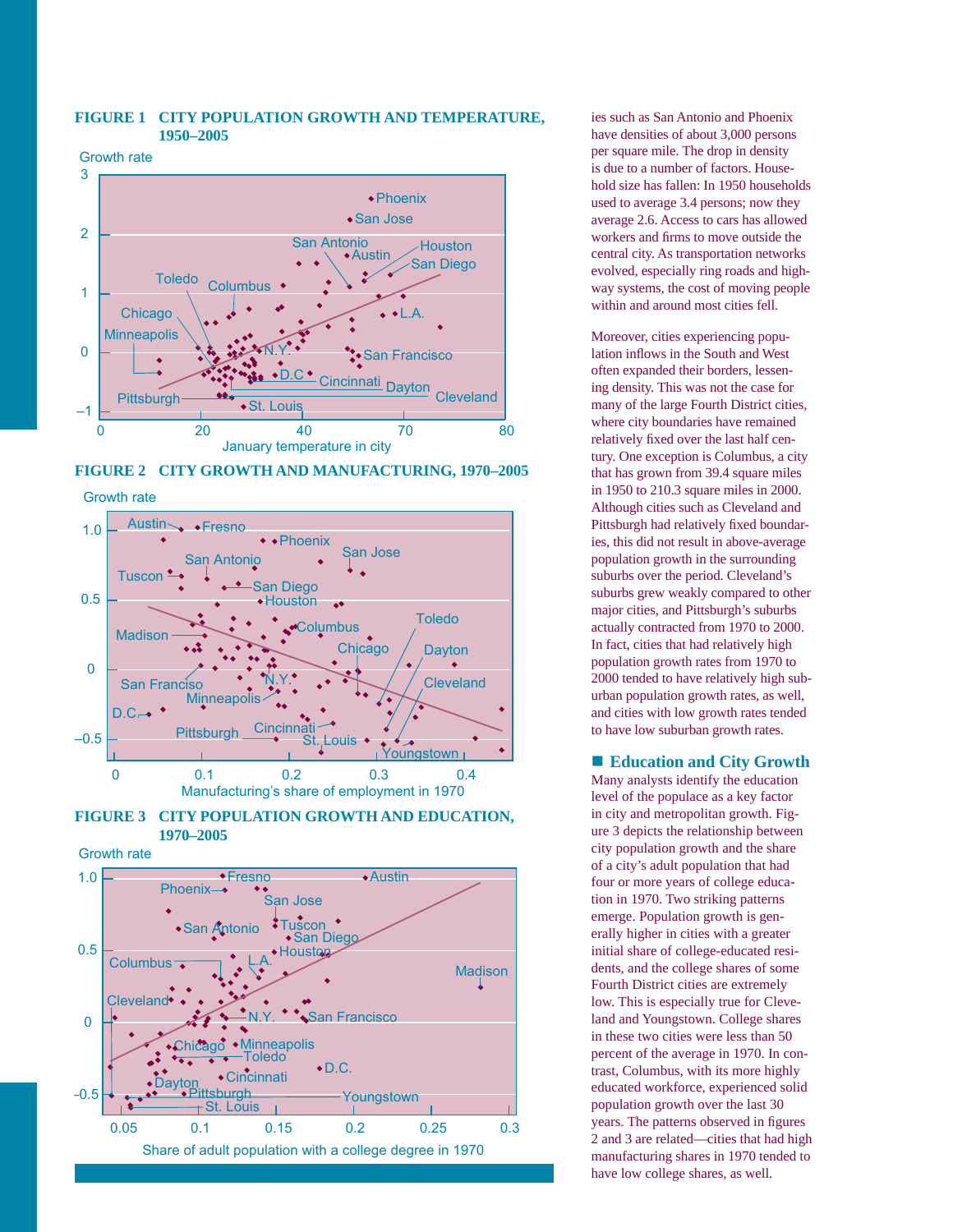**FIGURE 1 CITY POPULATION GROWTH AND TEMPERATURE, 1950–2005**

**FIGURE 2 CITY GROWTH AND MANUFACTURING, 1970–2005**

**FIGURE 3 CITY POPULATION GROWTH AND EDUCATION, 1970–2005**

ies such as San Antonio and Phoenix have densities of about 3,000 persons per square mile. The drop in density is due to a number of factors. Household size has fallen: In 1950 households used to average 3.4 persons; now they average 2.6. Access to cars has allowed workers and firms to move outside the central city. As transportation networks evolved, especially ring roads and highway systems, the cost of moving people within and around most cities fell.

Moreover, cities experiencing population inflows in the South and West often expanded their borders, lessening density. This was not the case for many of the large Fourth District cities, where city boundaries have remained relatively fixed over the last half century. One exception is Columbus, a city that has grown from 39.4 square miles in 1950 to 210.3 square miles in 2000. Although cities such as Cleveland and Pittsburgh had relatively fixed boundaries, this did not result in above-average population growth in the surrounding suburbs over the period. Cleveland's suburbs grew weakly compared to other major cities, and Pittsburgh's suburbs actually contracted from 1970 to 2000. In fact, cities that had relatively high population growth rates from 1970 to 2000 tended to have relatively high suburban population growth rates, as well, and cities with low growth rates tended to have low suburban growth rates.

## Education and City Growth

Many analysts identify the education level of the populace as a key factor in city and metropolitan growth. Figure 3 depicts the relationship between city population growth and the share of a city's adult population that had four or more years of college education in 1970. Two striking patterns emerge. Population growth is generally higher in cities with a greater initial share of college-educated residents, and the college shares of some Fourth District cities are extremely low. This is especially true for Cleveland and Youngstown. College shares in these two cities were less than 50 percent of the average in 1970. In contrast, Columbus, with its more highly educated workforce, experienced solid population growth over the last 30 years. The patterns observed in figures 2 and 3 are related—cities that had high manufacturing shares in 1970 tended to have low college shares, as well.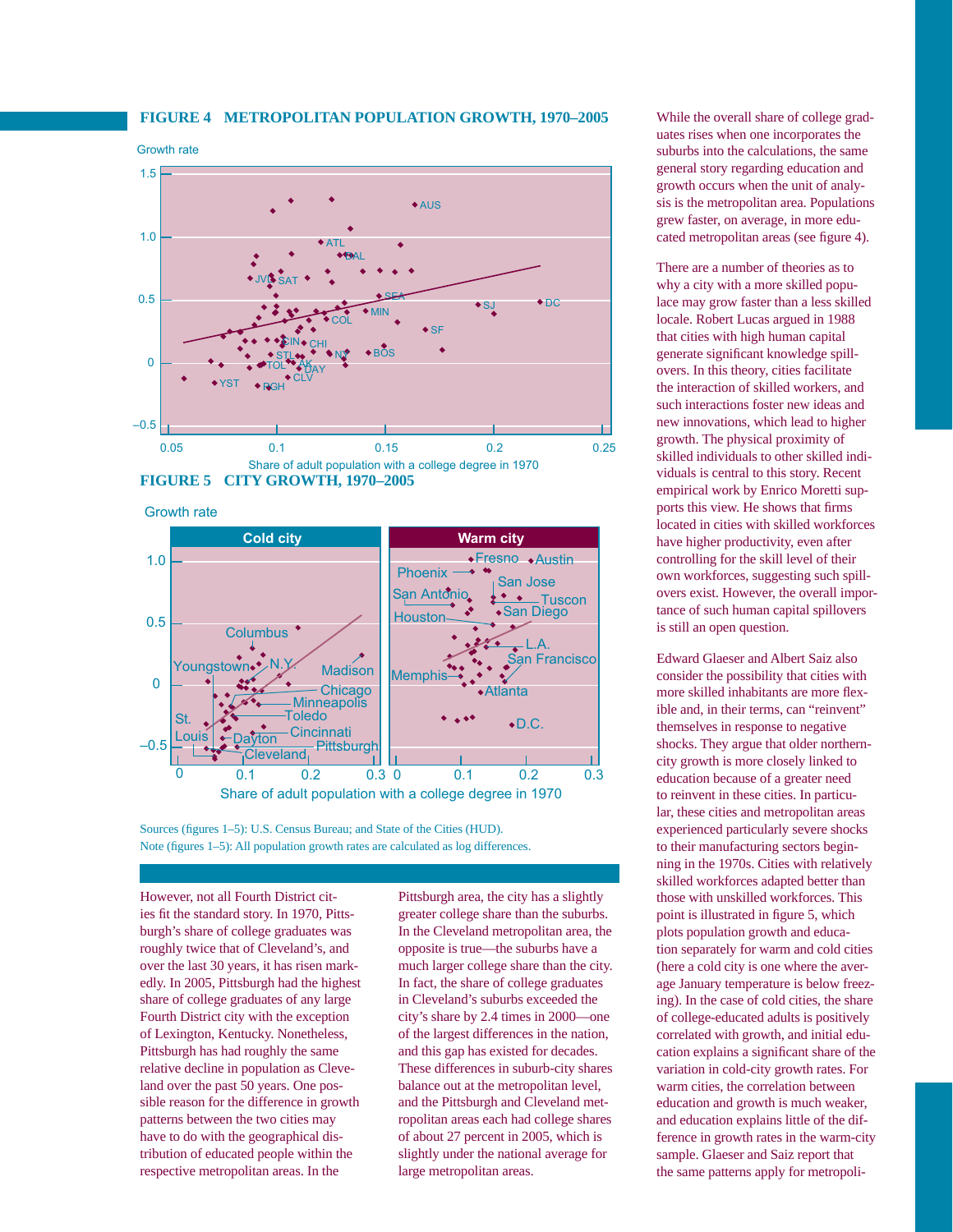**FIGURE 4 METROPOLITAN POPULATION GROWTH, 1970–2005**

**FIGURE 5 CITY GROWTH, 1970–2005**

Sources (figures 1–5): U.S. Census Bureau; and State of the Cities (HUD).
Note (figures 1–5): All population growth rates are calculated as log differences.

However, not all Fourth District cities fit the standard story. In 1970, Pittsburgh's share of college graduates was roughly twice that of Cleveland's, and over the last 30 years, it has risen markedly. In 2005, Pittsburgh had the highest share of college graduates of any large Fourth District city with the exception of Lexington, Kentucky. Nonetheless, Pittsburgh has had roughly the same relative decline in population as Cleveland over the past 50 years. One possible reason for the difference in growth patterns between the two cities may have to do with the geographical distribution of educated people within the respective metropolitan areas. In the Pittsburgh area, the city has a slightly greater college share than the suburbs. In the Cleveland metropolitan area, the opposite is true—the suburbs have a much larger college share than the city. In fact, the share of college graduates in Cleveland's suburbs exceeded the city's share by 2.4 times in 2000—one of the largest differences in the nation, and this gap has existed for decades. These differences in suburb-city shares balance out at the metropolitan level, and the Pittsburgh and Cleveland metropolitan areas each had college shares of about 27 percent in 2005, which is slightly under the national average for large metropolitan areas.

While the overall share of college graduates rises when one incorporates the suburbs into the calculations, the same general story regarding education and growth occurs when the unit of analysis is the metropolitan area. Populations grew faster, on average, in more educated metropolitan areas (see figure 4).

There are a number of theories as to why a city with a more skilled populace may grow faster than a less skilled locale. Robert Lucas argued in 1988 that cities with high human capital generate significant knowledge spillovers. In this theory, cities facilitate the interaction of skilled workers, and such interactions foster new ideas and new innovations, which lead to higher growth. The physical proximity of skilled individuals to other skilled individuals is central to this story. Recent empirical work by Enrico Moretti supports this view. He shows that firms located in cities with skilled workforces have higher productivity, even after controlling for the skill level of their own workforces, suggesting such spillovers exist. However, the overall importance of such human capital spillovers is still an open question.

Edward Glaeser and Albert Saiz also consider the possibility that cities with more skilled inhabitants are more flexible and, in their terms, can "reinvent" themselves in response to negative shocks. They argue that older northern-city growth is more closely linked to education because of a greater need to reinvent in these cities. In particular, these cities and metropolitan areas experienced particularly severe shocks to their manufacturing sectors beginning in the 1970s. Cities with relatively skilled workforces adapted better than those with unskilled workforces. This point is illustrated in figure 5, which plots population growth and education separately for warm and cold cities (here a cold city is one where the average January temperature is below freezing). In the case of cold cities, the share of college-educated adults is positively correlated with growth, and initial education explains a significant share of the variation in cold-city growth rates. For warm cities, the correlation between education and growth is much weaker, and education explains little of the difference in growth rates in the warm-city sample. Glaeser and Saiz report that the same patterns apply for metropoli-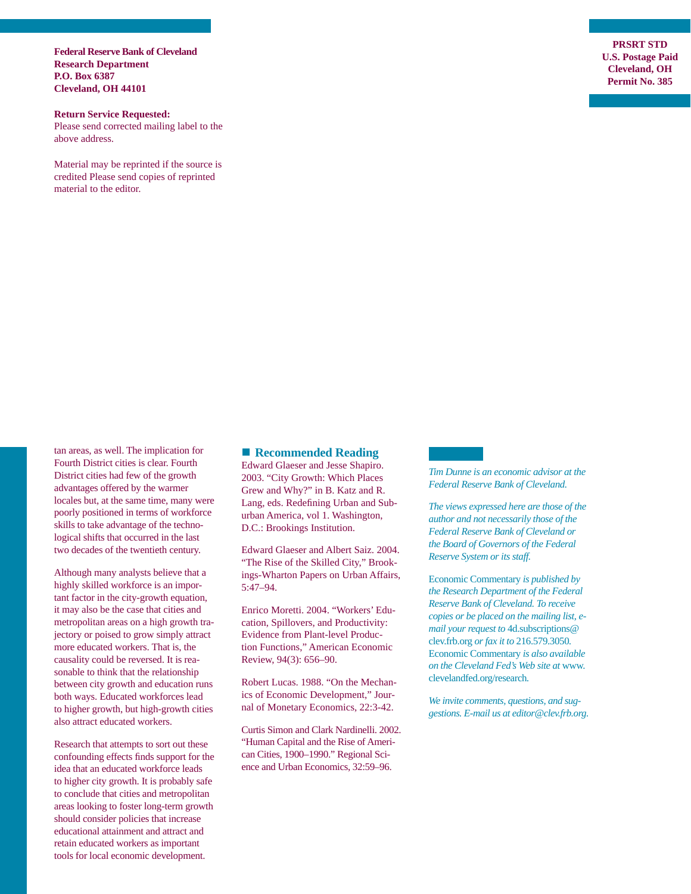**Federal Reserve Bank of Cleveland**
**Research Department**
**P.O. Box 6387**
**Cleveland, OH 44101**

**Return Service Requested:**
Please send corrected mailing label to the above address.

Material may be reprinted if the source is credited Please send copies of reprinted material to the editor.

**PRSRT STD**
**U.S. Postage Paid**
**Cleveland, OH**
**Permit No. 385**

tan areas, as well. The implication for Fourth District cities is clear. Fourth District cities had few of the growth advantages offered by the warmer locales but, at the same time, many were poorly positioned in terms of workforce skills to take advantage of the technological shifts that occurred in the last two decades of the twentieth century.

Although many analysts believe that a highly skilled workforce is an important factor in the city-growth equation, it may also be the case that cities and metropolitan areas on a high growth trajectory or poised to grow simply attract more educated workers. That is, the causality could be reversed. It is reasonable to think that the relationship between city growth and education runs both ways. Educated workforces lead to higher growth, but high-growth cities also attract educated workers.

Research that attempts to sort out these confounding effects finds support for the idea that an educated workforce leads to higher city growth. It is probably safe to conclude that cities and metropolitan areas looking to foster long-term growth should consider policies that increase educational attainment and attract and retain educated workers as important tools for local economic development.

## Recommended Reading

Edward Glaeser and Jesse Shapiro. 2003. “City Growth: Which Places Grew and Why?” in B. Katz and R. Lang, eds. Redefining Urban and Suburban America, vol 1. Washington, D.C.: Brookings Institution.

Edward Glaeser and Albert Saiz. 2004. “The Rise of the Skilled City,” Brookings-Wharton Papers on Urban Affairs, 5:47–94.

Enrico Moretti. 2004. “Workers’ Education, Spillovers, and Productivity: Evidence from Plant-level Production Functions,” American Economic Review, 94(3): 656–90.

Robert Lucas. 1988. “On the Mechanics of Economic Development,” Journal of Monetary Economics, 22:3-42.

Curtis Simon and Clark Nardinelli. 2002. “Human Capital and the Rise of American Cities, 1900–1990.” Regional Science and Urban Economics, 32:59–96.

*Tim Dunne is an economic advisor at the Federal Reserve Bank of Cleveland.*

*The views expressed here are those of the author and not necessarily those of the Federal Reserve Bank of Cleveland or the Board of Governors of the Federal Reserve System or its staff.*

Economic Commentary *is published by the Research Department of the Federal Reserve Bank of Cleveland. To receive copies or be placed on the mailing list, e-mail your request to* 4d.subscriptions@clev.frb.org *or fax it to* 216.579.3050*.* Economic Commentary *is also available on the Cleveland Fed’s Web site at* www.clevelandfed.org/research*.*

*We invite comments, questions, and suggestions. E-mail us at editor@clev.frb.org.*